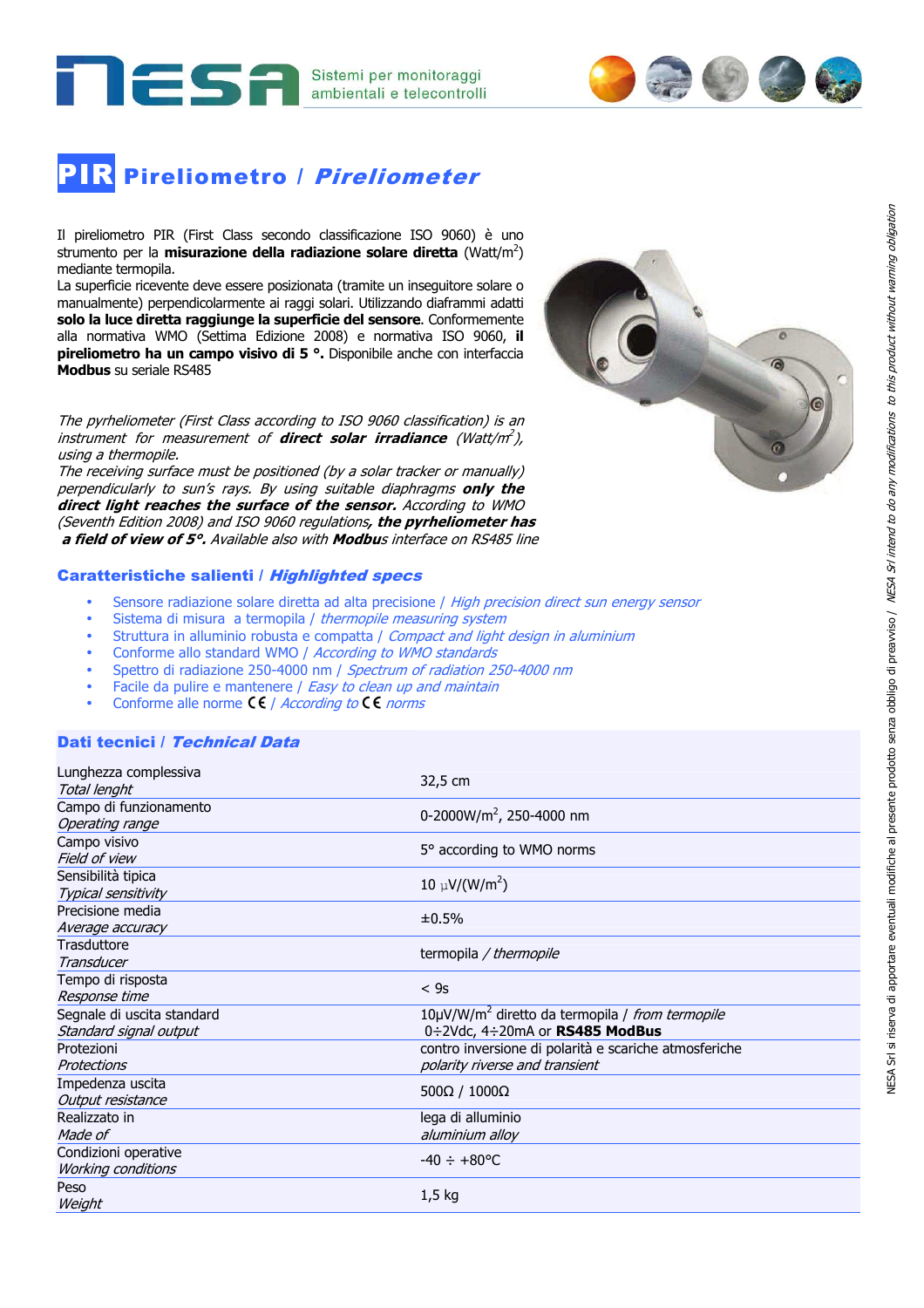Sistemi per monitoraggi ambientali e telecontrolli

# PIR Pireliometro / *Pireliometer*

Il pireliometro PIR (First Class secondo classificazione ISO 9060) è uno strumento per la **misurazione della radiazione solare diretta** (Watt/m$^2$) mediante termopila.
La superficie ricevente deve essere posizionata (tramite un inseguitore solare o manualmente) perpendicolarmente ai raggi solari. Utilizzando diaframmi adatti **solo la luce diretta raggiunge la superficie del sensore**. Conformemente alla normativa WMO (Settima Edizione 2008) e normativa ISO 9060, **il pireliometro ha un campo visivo di 5 °.** Disponibile anche con interfaccia **Modbus** su seriale RS485

*The pyrheliometer (First Class according to ISO 9060 classification) is an instrument for measurement of **direct solar irradiance** (Watt/m$^2$), using a thermopile.*
*The receiving surface must be positioned (by a solar tracker or manually) perpendicularly to sun's rays. By using suitable diaphragms **only the direct light reaches the surface of the sensor.** According to WMO (Seventh Edition 2008) and ISO 9060 regulations**, the pyrheliometer has a field of view of 5°.** Available also with **Modbus** interface on RS485 line*

## Caratteristiche salienti / *Highlighted specs*

- Sensore radiazione solare diretta ad alta precisione / *High precision direct sun energy sensor*
- Sistema di misura a termopila / *thermopile measuring system*
- Struttura in alluminio robusta e compatta / *Compact and light design in aluminium*
- Conforme allo standard WMO / *According to WMO standards*
- Spettro di radiazione 250-4000 nm / *Spectrum of radiation 250-4000 nm*
- Facile da pulire e mantenere / *Easy to clean up and maintain*
- Conforme alle norme CE / *According to CE norms*

## Dati tecnici / *Technical Data*

| | |
|---|---|
| Lunghezza complessiva<br>*Total lenght* | 32,5 cm |
| Campo di funzionamento<br>*Operating range* | 0-2000W/m$^2$, 250-4000 nm |
| Campo visivo<br>*Field of view* | 5° according to WMO norms |
| Sensibilità tipica<br>*Typical sensitivity* | 10 µV/(W/m$^2$) |
| Precisione media<br>*Average accuracy* | ±0.5% |
| Trasduttore<br>*Transducer* | termopila / *thermopile* |
| Tempo di risposta<br>*Response time* | < 9s |
| Segnale di uscita standard<br>*Standard signal output* | 10µV/W/m$^2$ diretto da termopila / *from termopile*<br>0÷2Vdc, 4÷20mA or **RS485 ModBus** |
| Protezioni<br>*Protections* | contro inversione di polarità e scariche atmosferiche<br>*polarity riverse and transient* |
| Impedenza uscita<br>*Output resistance* | 500Ω / 1000Ω |
| Realizzato in<br>*Made of* | lega di alluminio<br>*aluminium alloy* |
| Condizioni operative<br>*Working conditions* | -40 ÷ +80°C |
| Peso<br>*Weight* | 1,5 kg |

NESA Srl si riserva di apportare eventuali modifiche al presente prodotto senza obbligo di preavviso / *NESA Srl intend to do any modifications to this product without warning obligation*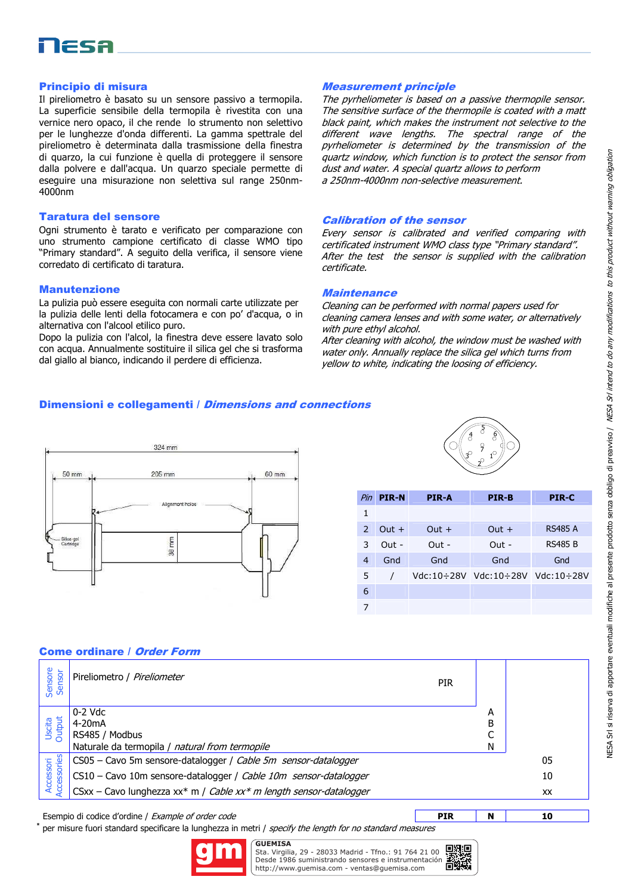## Principio di misura

Il pireliometro è basato su un sensore passivo a termopila. La superficie sensibile della termopila è rivestita con una vernice nero opaco, il che rende lo strumento non selettivo per le lunghezze d'onda differenti. La gamma spettrale del pireliometro è determinata dalla trasmissione della finestra di quarzo, la cui funzione è quella di proteggere il sensore dalla polvere e dall'acqua. Un quarzo speciale permette di eseguire una misurazione non selettiva sul range 250nm-4000nm

## *Measurement principle*

*The pyrheliometer is based on a passive thermopile sensor. The sensitive surface of the thermopile is coated with a matt black paint, which makes the instrument not selective to the different wave lengths. The spectral range of the pyrheliometer is determined by the transmission of the quartz window, which function is to protect the sensor from dust and water. A special quartz allows to perform a 250nm-4000nm non-selective measurement.*

## Taratura del sensore

Ogni strumento è tarato e verificato per comparazione con uno strumento campione certificato di classe WMO tipo "Primary standard". A seguito della verifica, il sensore viene corredato di certificato di taratura.

## *Calibration of the sensor*

*Every sensor is calibrated and verified comparing with certificated instrument WMO class type "Primary standard". After the test the sensor is supplied with the calibration certificate.*

## Manutenzione

La pulizia può essere eseguita con normali carte utilizzate per la pulizia delle lenti della fotocamera e con po' d'acqua, o in alternativa con l'alcool etilico puro.
Dopo la pulizia con l'alcol, la finestra deve essere lavato solo con acqua. Annualmente sostituire il silica gel che si trasforma dal giallo al bianco, indicando il perdere di efficienza.

## *Maintenance*

*Cleaning can be performed with normal papers used for cleaning camera lenses and with some water, or alternatively with pure ethyl alcohol.*
*After cleaning with alcohol, the window must be washed with water only. Annually replace the silica gel which turns from yellow to white, indicating the loosing of efficiency.*

## Dimensioni e collegamenti / *Dimensions and connections*

324 mm
50 mm
205 mm
60 mm
Alignment holes
Silica-gel Cartridge
38 mm

| *Pin* | PIR-N | PIR-A | PIR-B | PIR-C |
|---|---|---|---|---|
| 1 | | | | |
| 2 | Out + | Out + | Out + | RS485 A |
| 3 | Out - | Out - | Out - | RS485 B |
| 4 | Gnd | Gnd | Gnd | Gnd |
| 5 | / | Vdc:10÷28V | Vdc:10÷28V | Vdc:10÷28V |
| 6 | | | | |
| 7 | | | | |

## Come ordinare / *Order Form*

| | | | | |
|---|---|---|---|---|
| Sensore / *Sensor* | Pireliometro / *Pireliometer* | PIR | | |
| Uscita / *Output* | 0-2 Vdc<br>4-20mA<br>RS485 / Modbus<br>Naturale da termopila / *natural from termopile* | | A<br>B<br>C<br>N | |
| Accessori / *Accessories* | CS05 – Cavo 5m sensore-datalogger / *Cable 5m sensor-datalogger*<br>CS10 – Cavo 10m sensore-datalogger / *Cable 10m sensor-datalogger*<br>CSxx – Cavo lunghezza xx* m / *Cable xx* m length sensor-datalogger* | | | 05<br>10<br>xx |

Esempio di codice d'ordine / *Example of order code* **PIR** **N** **10**

* per misure fuori standard specificare la lunghezza in metri / *specify the length for no standard measures*

NESA Srl si riserva di apportare eventuali modifiche al presente prodotto senza obbligo di preavviso / *NESA Srl intend to do any modifications to this product without warning obligation*

GUEMISA
Sta. Virgilia, 29 - 28033 Madrid - Tfno.: 91 764 21 00
Desde 1986 suministrando sensores e instrumentación
http://www.guemisa.com - ventas@guemisa.com